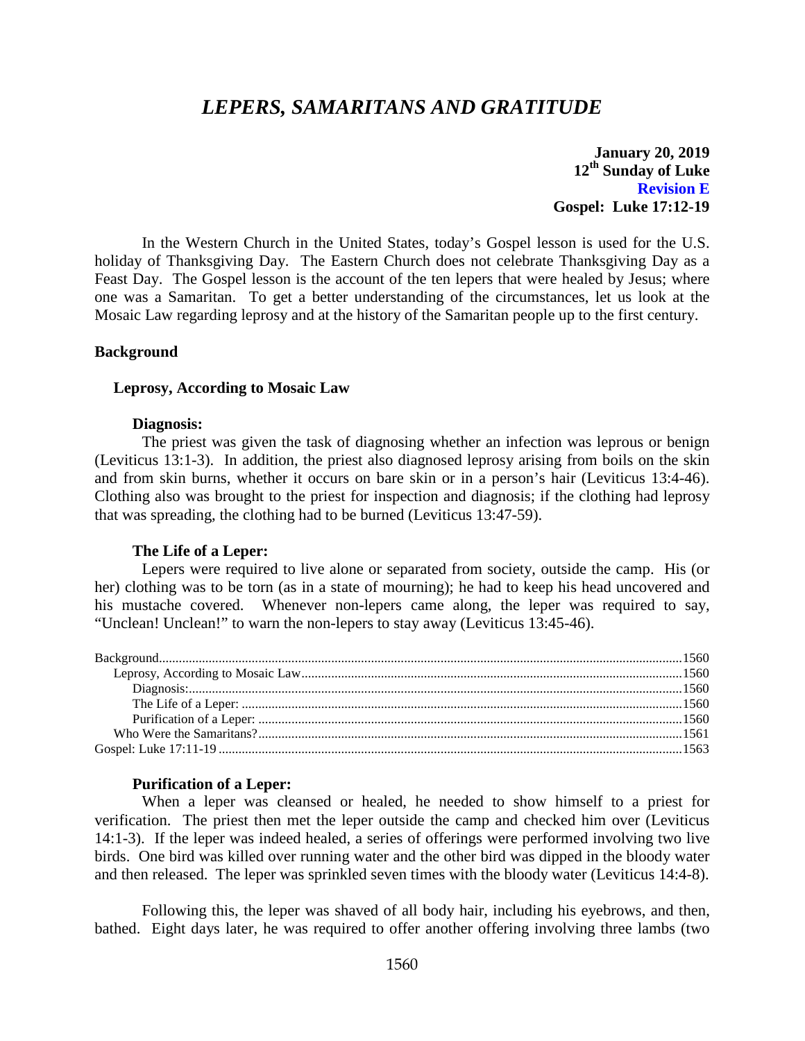# *LEPERS, SAMARITANS AND GRATITUDE*

**January 20, 2019**
**12th Sunday of Luke**
**Revision E**
**Gospel: Luke 17:12-19**

In the Western Church in the United States, today's Gospel lesson is used for the U.S. holiday of Thanksgiving Day. The Eastern Church does not celebrate Thanksgiving Day as a Feast Day. The Gospel lesson is the account of the ten lepers that were healed by Jesus; where one was a Samaritan. To get a better understanding of the circumstances, let us look at the Mosaic Law regarding leprosy and at the history of the Samaritan people up to the first century.

## Background

### Leprosy, According to Mosaic Law

#### Diagnosis:

The priest was given the task of diagnosing whether an infection was leprous or benign (Leviticus 13:1-3). In addition, the priest also diagnosed leprosy arising from boils on the skin and from skin burns, whether it occurs on bare skin or in a person's hair (Leviticus 13:4-46). Clothing also was brought to the priest for inspection and diagnosis; if the clothing had leprosy that was spreading, the clothing had to be burned (Leviticus 13:47-59).

#### The Life of a Leper:

Lepers were required to live alone or separated from society, outside the camp. His (or her) clothing was to be torn (as in a state of mourning); he had to keep his head uncovered and his mustache covered. Whenever non-lepers came along, the leper was required to say, "Unclean! Unclean!" to warn the non-lepers to stay away (Leviticus 13:45-46).

Background........................................................1560
  Leprosy, According to Mosaic Law........................................1560
    Diagnosis:........................................................1560
    The Life of a Leper:..............................................1560
    Purification of a Leper:..........................................1560
  Who Were the Samaritans?................................................1561
Gospel: Luke 17:11-19.....................................................1563

#### Purification of a Leper:

When a leper was cleansed or healed, he needed to show himself to a priest for verification. The priest then met the leper outside the camp and checked him over (Leviticus 14:1-3). If the leper was indeed healed, a series of offerings were performed involving two live birds. One bird was killed over running water and the other bird was dipped in the bloody water and then released. The leper was sprinkled seven times with the bloody water (Leviticus 14:4-8).

Following this, the leper was shaved of all body hair, including his eyebrows, and then, bathed. Eight days later, he was required to offer another offering involving three lambs (two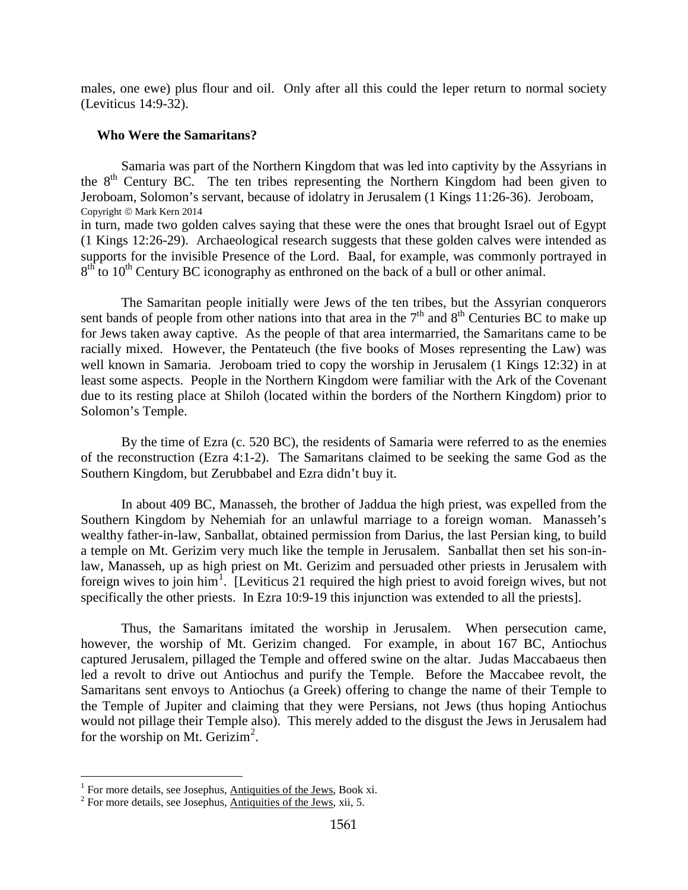males, one ewe) plus flour and oil. Only after all this could the leper return to normal society (Leviticus 14:9-32).

**Who Were the Samaritans?**

Samaria was part of the Northern Kingdom that was led into captivity by the Assyrians in the 8th Century BC. The ten tribes representing the Northern Kingdom had been given to Jeroboam, Solomon's servant, because of idolatry in Jerusalem (1 Kings 11:26-36). Jeroboam, in turn, made two golden calves saying that these were the ones that brought Israel out of Egypt (1 Kings 12:26-29). Archaeological research suggests that these golden calves were intended as supports for the invisible Presence of the Lord. Baal, for example, was commonly portrayed in 8th to 10th Century BC iconography as enthroned on the back of a bull or other animal.

The Samaritan people initially were Jews of the ten tribes, but the Assyrian conquerors sent bands of people from other nations into that area in the 7th and 8th Centuries BC to make up for Jews taken away captive. As the people of that area intermarried, the Samaritans came to be racially mixed. However, the Pentateuch (the five books of Moses representing the Law) was well known in Samaria. Jeroboam tried to copy the worship in Jerusalem (1 Kings 12:32) in at least some aspects. People in the Northern Kingdom were familiar with the Ark of the Covenant due to its resting place at Shiloh (located within the borders of the Northern Kingdom) prior to Solomon's Temple.

By the time of Ezra (c. 520 BC), the residents of Samaria were referred to as the enemies of the reconstruction (Ezra 4:1-2). The Samaritans claimed to be seeking the same God as the Southern Kingdom, but Zerubbabel and Ezra didn't buy it.

In about 409 BC, Manasseh, the brother of Jaddua the high priest, was expelled from the Southern Kingdom by Nehemiah for an unlawful marriage to a foreign woman. Manasseh's wealthy father-in-law, Sanballat, obtained permission from Darius, the last Persian king, to build a temple on Mt. Gerizim very much like the temple in Jerusalem. Sanballat then set his son-in-law, Manasseh, up as high priest on Mt. Gerizim and persuaded other priests in Jerusalem with foreign wives to join him[1]. [Leviticus 21 required the high priest to avoid foreign wives, but not specifically the other priests. In Ezra 10:9-19 this injunction was extended to all the priests].

Thus, the Samaritans imitated the worship in Jerusalem. When persecution came, however, the worship of Mt. Gerizim changed. For example, in about 167 BC, Antiochus captured Jerusalem, pillaged the Temple and offered swine on the altar. Judas Maccabaeus then led a revolt to drive out Antiochus and purify the Temple. Before the Maccabee revolt, the Samaritans sent envoys to Antiochus (a Greek) offering to change the name of their Temple to the Temple of Jupiter and claiming that they were Persians, not Jews (thus hoping Antiochus would not pillage their Temple also). This merely added to the disgust the Jews in Jerusalem had for the worship on Mt. Gerizim[2].

---

[1] For more details, see Josephus, Antiquities of the Jews, Book xi.

[2] For more details, see Josephus, Antiquities of the Jews, xii, 5.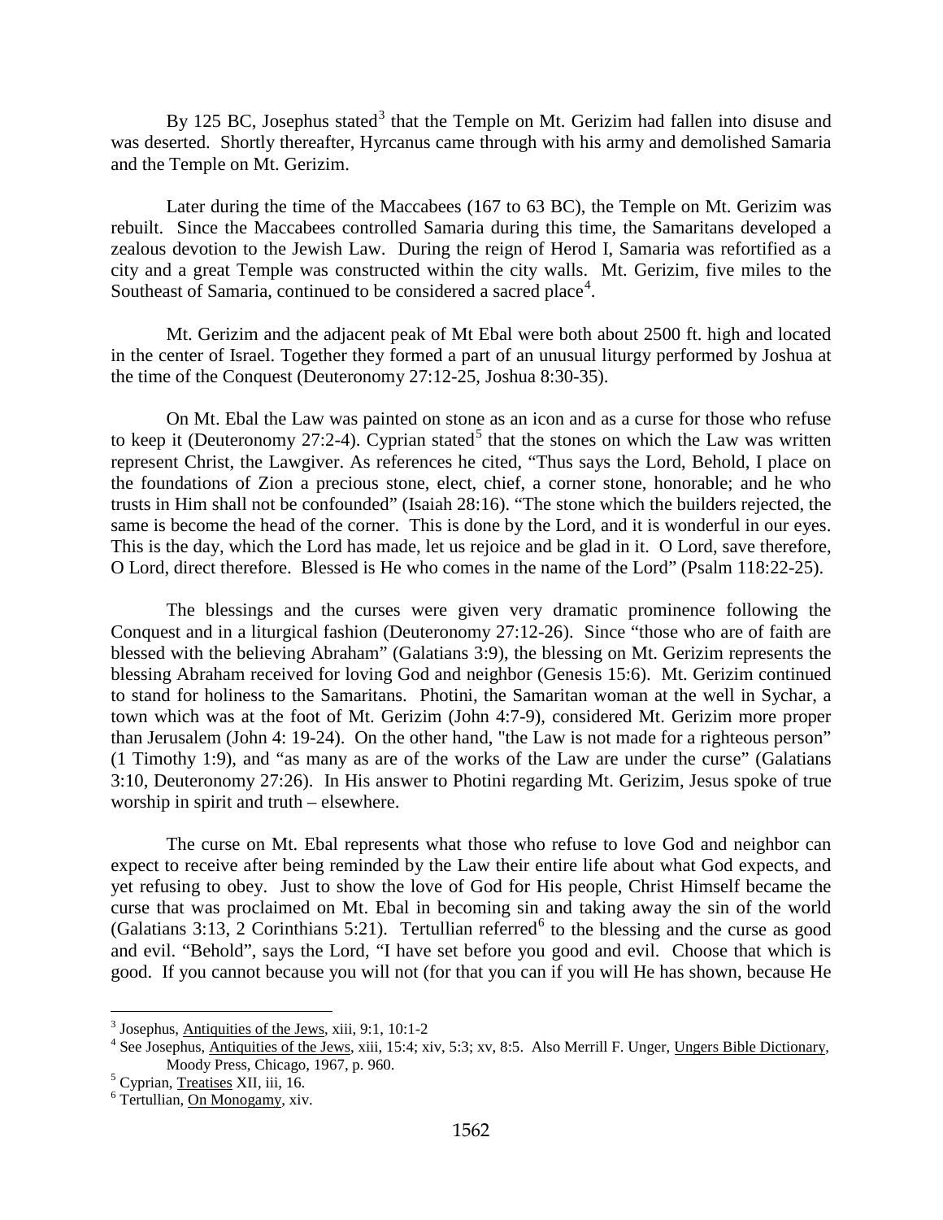By 125 BC, Josephus stated[3] that the Temple on Mt. Gerizim had fallen into disuse and was deserted. Shortly thereafter, Hyrcanus came through with his army and demolished Samaria and the Temple on Mt. Gerizim.

Later during the time of the Maccabees (167 to 63 BC), the Temple on Mt. Gerizim was rebuilt. Since the Maccabees controlled Samaria during this time, the Samaritans developed a zealous devotion to the Jewish Law. During the reign of Herod I, Samaria was refortified as a city and a great Temple was constructed within the city walls. Mt. Gerizim, five miles to the Southeast of Samaria, continued to be considered a sacred place[4].

Mt. Gerizim and the adjacent peak of Mt Ebal were both about 2500 ft. high and located in the center of Israel. Together they formed a part of an unusual liturgy performed by Joshua at the time of the Conquest (Deuteronomy 27:12-25, Joshua 8:30-35).

On Mt. Ebal the Law was painted on stone as an icon and as a curse for those who refuse to keep it (Deuteronomy 27:2-4). Cyprian stated[5] that the stones on which the Law was written represent Christ, the Lawgiver. As references he cited, "Thus says the Lord, Behold, I place on the foundations of Zion a precious stone, elect, chief, a corner stone, honorable; and he who trusts in Him shall not be confounded" (Isaiah 28:16). "The stone which the builders rejected, the same is become the head of the corner. This is done by the Lord, and it is wonderful in our eyes. This is the day, which the Lord has made, let us rejoice and be glad in it. O Lord, save therefore, O Lord, direct therefore. Blessed is He who comes in the name of the Lord" (Psalm 118:22-25).

The blessings and the curses were given very dramatic prominence following the Conquest and in a liturgical fashion (Deuteronomy 27:12-26). Since "those who are of faith are blessed with the believing Abraham" (Galatians 3:9), the blessing on Mt. Gerizim represents the blessing Abraham received for loving God and neighbor (Genesis 15:6). Mt. Gerizim continued to stand for holiness to the Samaritans. Photini, the Samaritan woman at the well in Sychar, a town which was at the foot of Mt. Gerizim (John 4:7-9), considered Mt. Gerizim more proper than Jerusalem (John 4: 19-24). On the other hand, "the Law is not made for a righteous person" (1 Timothy 1:9), and "as many as are of the works of the Law are under the curse" (Galatians 3:10, Deuteronomy 27:26). In His answer to Photini regarding Mt. Gerizim, Jesus spoke of true worship in spirit and truth – elsewhere.

The curse on Mt. Ebal represents what those who refuse to love God and neighbor can expect to receive after being reminded by the Law their entire life about what God expects, and yet refusing to obey. Just to show the love of God for His people, Christ Himself became the curse that was proclaimed on Mt. Ebal in becoming sin and taking away the sin of the world (Galatians 3:13, 2 Corinthians 5:21). Tertullian referred[6] to the blessing and the curse as good and evil. "Behold", says the Lord, "I have set before you good and evil. Choose that which is good. If you cannot because you will not (for that you can if you will He has shown, because He

---

[3] Josephus, Antiquities of the Jews, xiii, 9:1, 10:1-2

[4] See Josephus, Antiquities of the Jews, xiii, 15:4; xiv, 5:3; xv, 8:5. Also Merrill F. Unger, Ungers Bible Dictionary, Moody Press, Chicago, 1967, p. 960.

[5] Cyprian, Treatises XII, iii, 16.

[6] Tertullian, On Monogamy, xiv.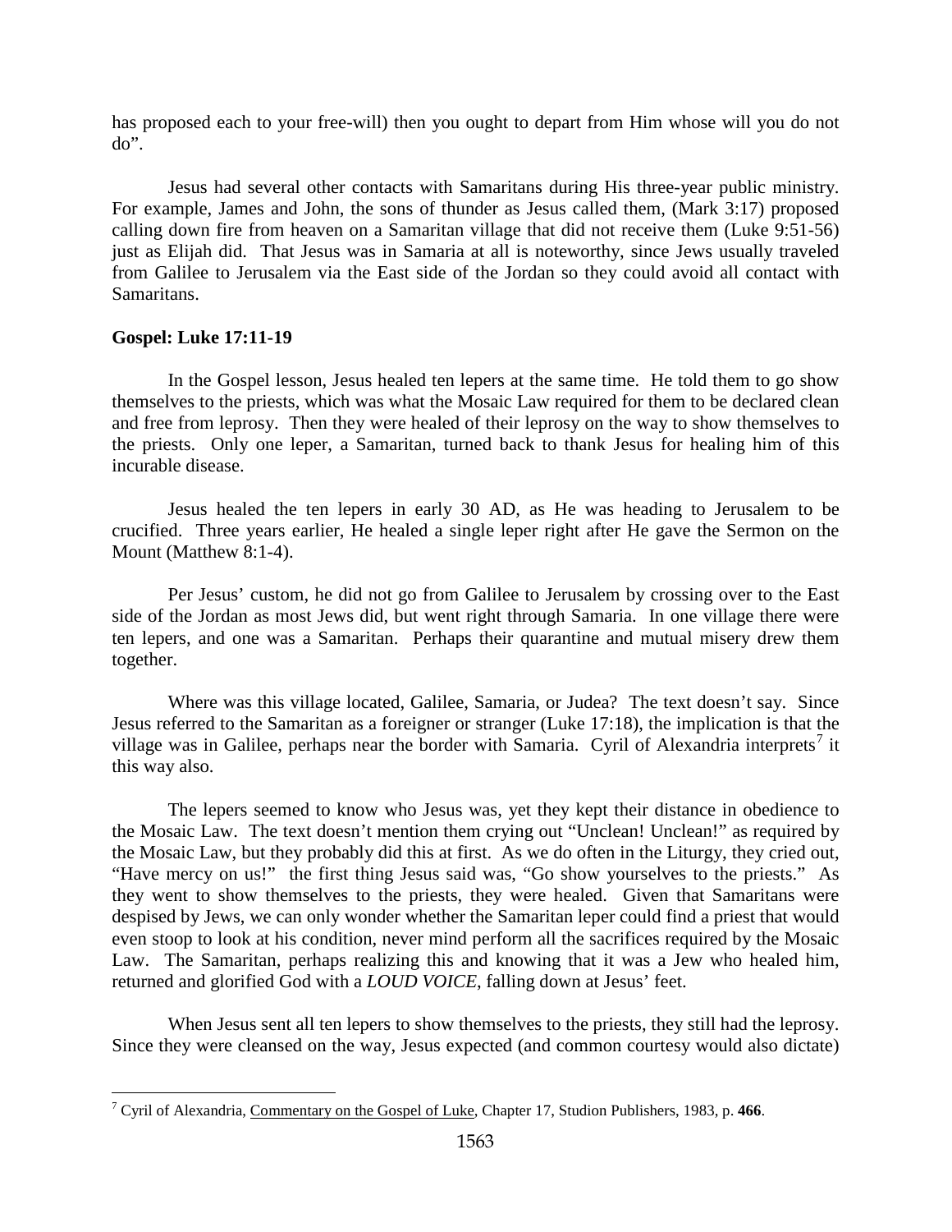has proposed each to your free-will) then you ought to depart from Him whose will you do not do".

Jesus had several other contacts with Samaritans during His three-year public ministry. For example, James and John, the sons of thunder as Jesus called them, (Mark 3:17) proposed calling down fire from heaven on a Samaritan village that did not receive them (Luke 9:51-56) just as Elijah did. That Jesus was in Samaria at all is noteworthy, since Jews usually traveled from Galilee to Jerusalem via the East side of the Jordan so they could avoid all contact with Samaritans.

**Gospel: Luke 17:11-19**

In the Gospel lesson, Jesus healed ten lepers at the same time. He told them to go show themselves to the priests, which was what the Mosaic Law required for them to be declared clean and free from leprosy. Then they were healed of their leprosy on the way to show themselves to the priests. Only one leper, a Samaritan, turned back to thank Jesus for healing him of this incurable disease.

Jesus healed the ten lepers in early 30 AD, as He was heading to Jerusalem to be crucified. Three years earlier, He healed a single leper right after He gave the Sermon on the Mount (Matthew 8:1-4).

Per Jesus' custom, he did not go from Galilee to Jerusalem by crossing over to the East side of the Jordan as most Jews did, but went right through Samaria. In one village there were ten lepers, and one was a Samaritan. Perhaps their quarantine and mutual misery drew them together.

Where was this village located, Galilee, Samaria, or Judea? The text doesn't say. Since Jesus referred to the Samaritan as a foreigner or stranger (Luke 17:18), the implication is that the village was in Galilee, perhaps near the border with Samaria. Cyril of Alexandria interprets[7] it this way also.

The lepers seemed to know who Jesus was, yet they kept their distance in obedience to the Mosaic Law. The text doesn't mention them crying out "Unclean! Unclean!" as required by the Mosaic Law, but they probably did this at first. As we do often in the Liturgy, they cried out, "Have mercy on us!" the first thing Jesus said was, "Go show yourselves to the priests." As they went to show themselves to the priests, they were healed. Given that Samaritans were despised by Jews, we can only wonder whether the Samaritan leper could find a priest that would even stoop to look at his condition, never mind perform all the sacrifices required by the Mosaic Law. The Samaritan, perhaps realizing this and knowing that it was a Jew who healed him, returned and glorified God with a *LOUD VOICE*, falling down at Jesus' feet.

When Jesus sent all ten lepers to show themselves to the priests, they still had the leprosy. Since they were cleansed on the way, Jesus expected (and common courtesy would also dictate)

---

[7] Cyril of Alexandria, Commentary on the Gospel of Luke, Chapter 17, Studion Publishers, 1983, p. **466**.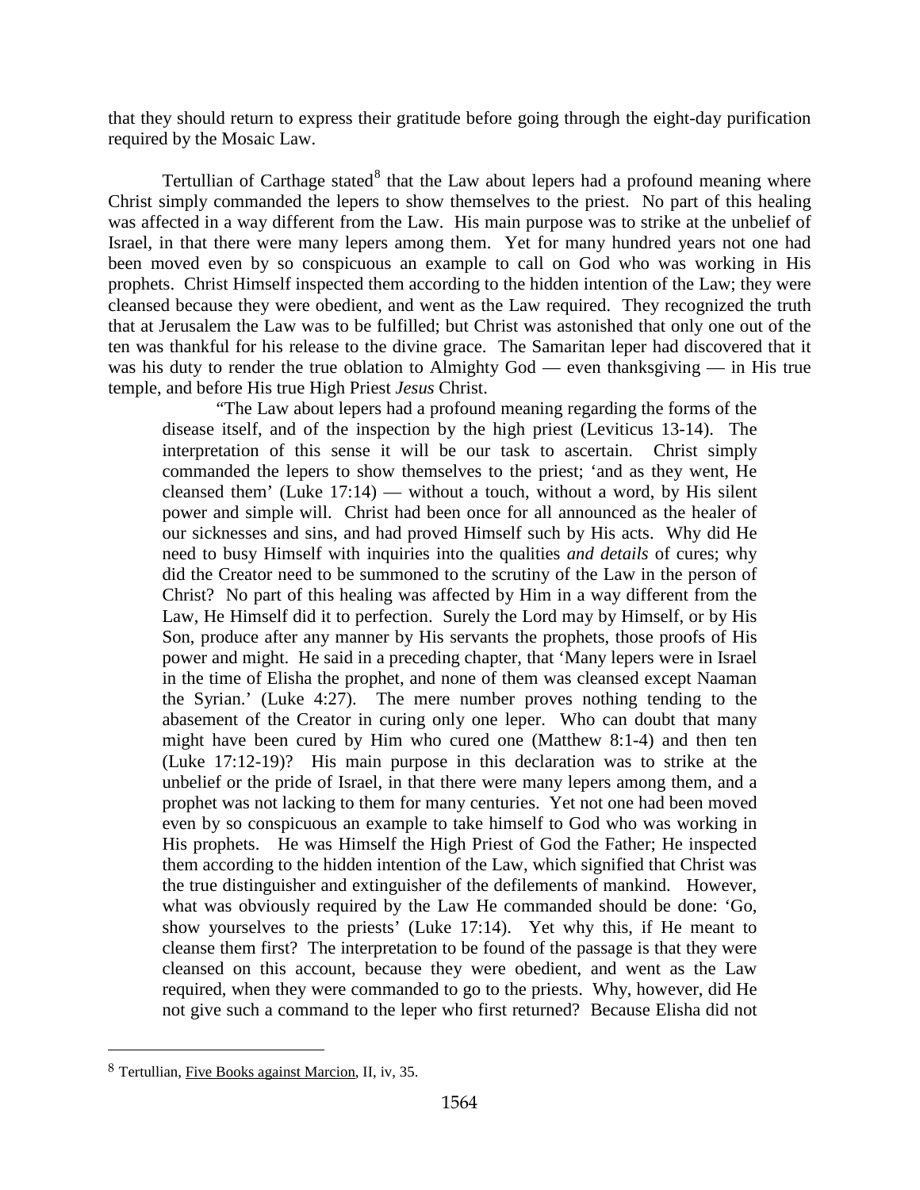that they should return to express their gratitude before going through the eight-day purification required by the Mosaic Law.

Tertullian of Carthage stated[8] that the Law about lepers had a profound meaning where Christ simply commanded the lepers to show themselves to the priest. No part of this healing was affected in a way different from the Law. His main purpose was to strike at the unbelief of Israel, in that there were many lepers among them. Yet for many hundred years not one had been moved even by so conspicuous an example to call on God who was working in His prophets. Christ Himself inspected them according to the hidden intention of the Law; they were cleansed because they were obedient, and went as the Law required. They recognized the truth that at Jerusalem the Law was to be fulfilled; but Christ was astonished that only one out of the ten was thankful for his release to the divine grace. The Samaritan leper had discovered that it was his duty to render the true oblation to Almighty God — even thanksgiving — in His true temple, and before His true High Priest *Jesus* Christ.

> "The Law about lepers had a profound meaning regarding the forms of the disease itself, and of the inspection by the high priest (Leviticus 13-14). The interpretation of this sense it will be our task to ascertain. Christ simply commanded the lepers to show themselves to the priest; 'and as they went, He cleansed them' (Luke 17:14) — without a touch, without a word, by His silent power and simple will. Christ had been once for all announced as the healer of our sicknesses and sins, and had proved Himself such by His acts. Why did He need to busy Himself with inquiries into the qualities *and details* of cures; why did the Creator need to be summoned to the scrutiny of the Law in the person of Christ? No part of this healing was affected by Him in a way different from the Law, He Himself did it to perfection. Surely the Lord may by Himself, or by His Son, produce after any manner by His servants the prophets, those proofs of His power and might. He said in a preceding chapter, that 'Many lepers were in Israel in the time of Elisha the prophet, and none of them was cleansed except Naaman the Syrian.' (Luke 4:27). The mere number proves nothing tending to the abasement of the Creator in curing only one leper. Who can doubt that many might have been cured by Him who cured one (Matthew 8:1-4) and then ten (Luke 17:12-19)? His main purpose in this declaration was to strike at the unbelief or the pride of Israel, in that there were many lepers among them, and a prophet was not lacking to them for many centuries. Yet not one had been moved even by so conspicuous an example to take himself to God who was working in His prophets. He was Himself the High Priest of God the Father; He inspected them according to the hidden intention of the Law, which signified that Christ was the true distinguisher and extinguisher of the defilements of mankind. However, what was obviously required by the Law He commanded should be done: 'Go, show yourselves to the priests' (Luke 17:14). Yet why this, if He meant to cleanse them first? The interpretation to be found of the passage is that they were cleansed on this account, because they were obedient, and went as the Law required, when they were commanded to go to the priests. Why, however, did He not give such a command to the leper who first returned? Because Elisha did not

[8] Tertullian, Five Books against Marcion, II, iv, 35.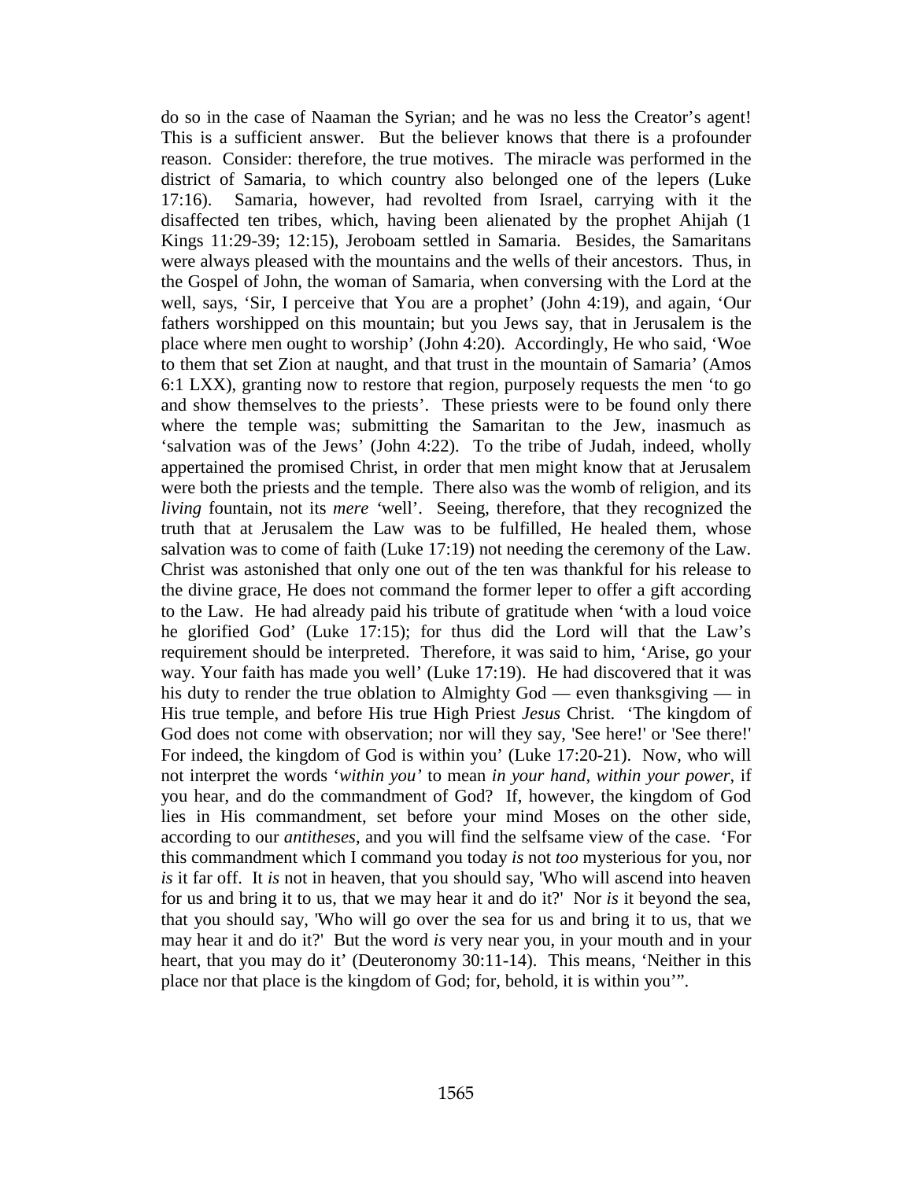do so in the case of Naaman the Syrian; and he was no less the Creator's agent! This is a sufficient answer. But the believer knows that there is a profounder reason. Consider: therefore, the true motives. The miracle was performed in the district of Samaria, to which country also belonged one of the lepers (Luke 17:16). Samaria, however, had revolted from Israel, carrying with it the disaffected ten tribes, which, having been alienated by the prophet Ahijah (1 Kings 11:29-39; 12:15), Jeroboam settled in Samaria. Besides, the Samaritans were always pleased with the mountains and the wells of their ancestors. Thus, in the Gospel of John, the woman of Samaria, when conversing with the Lord at the well, says, 'Sir, I perceive that You are a prophet' (John 4:19), and again, 'Our fathers worshipped on this mountain; but you Jews say, that in Jerusalem is the place where men ought to worship' (John 4:20). Accordingly, He who said, 'Woe to them that set Zion at naught, and that trust in the mountain of Samaria' (Amos 6:1 LXX), granting now to restore that region, purposely requests the men 'to go and show themselves to the priests'. These priests were to be found only there where the temple was; submitting the Samaritan to the Jew, inasmuch as 'salvation was of the Jews' (John 4:22). To the tribe of Judah, indeed, wholly appertained the promised Christ, in order that men might know that at Jerusalem were both the priests and the temple. There also was the womb of religion, and its *living* fountain, not its *mere* 'well'. Seeing, therefore, that they recognized the truth that at Jerusalem the Law was to be fulfilled, He healed them, whose salvation was to come of faith (Luke 17:19) not needing the ceremony of the Law. Christ was astonished that only one out of the ten was thankful for his release to the divine grace, He does not command the former leper to offer a gift according to the Law. He had already paid his tribute of gratitude when 'with a loud voice he glorified God' (Luke 17:15); for thus did the Lord will that the Law's requirement should be interpreted. Therefore, it was said to him, 'Arise, go your way. Your faith has made you well' (Luke 17:19). He had discovered that it was his duty to render the true oblation to Almighty God — even thanksgiving — in His true temple, and before His true High Priest *Jesus* Christ. 'The kingdom of God does not come with observation; nor will they say, 'See here!' or 'See there!' For indeed, the kingdom of God is within you' (Luke 17:20-21). Now, who will not interpret the words '*within you'* to mean *in your hand, within your power*, if you hear, and do the commandment of God? If, however, the kingdom of God lies in His commandment, set before your mind Moses on the other side, according to our *antitheses*, and you will find the selfsame view of the case. 'For this commandment which I command you today *is* not *too* mysterious for you, nor *is* it far off. It *is* not in heaven, that you should say, 'Who will ascend into heaven for us and bring it to us, that we may hear it and do it?' Nor *is* it beyond the sea, that you should say, 'Who will go over the sea for us and bring it to us, that we may hear it and do it?' But the word *is* very near you, in your mouth and in your heart, that you may do it' (Deuteronomy 30:11-14). This means, 'Neither in this place nor that place is the kingdom of God; for, behold, it is within you'".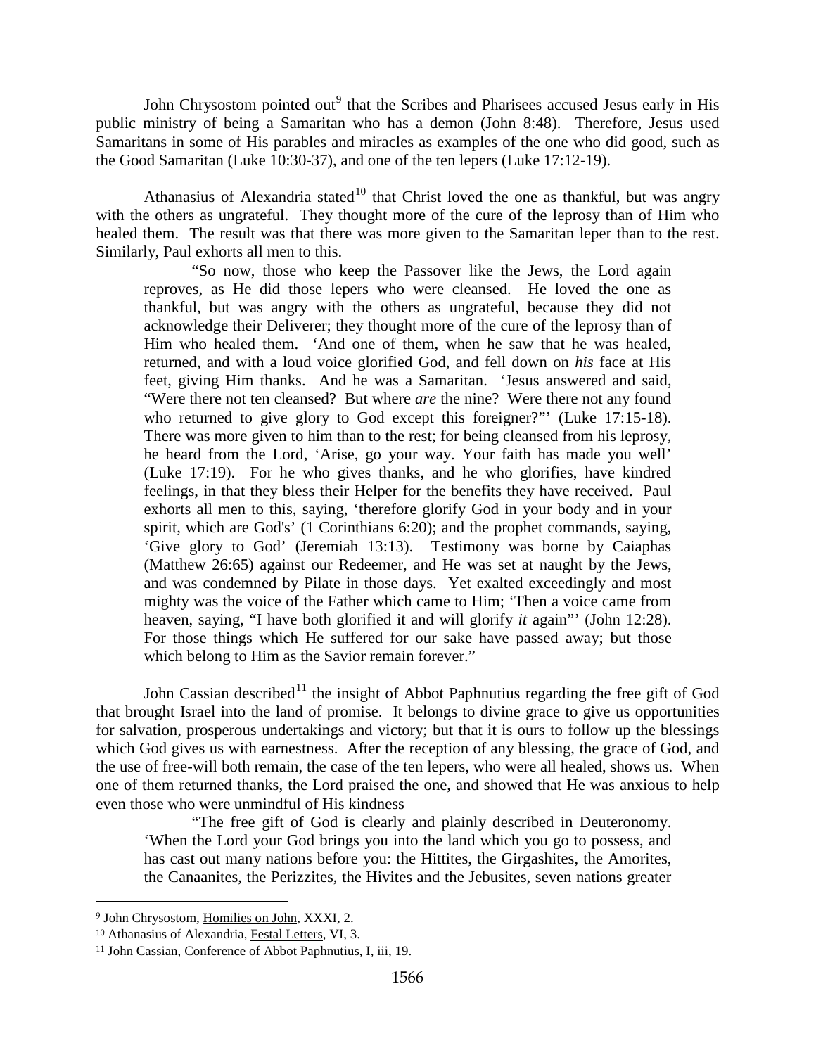John Chrysostom pointed out[9] that the Scribes and Pharisees accused Jesus early in His public ministry of being a Samaritan who has a demon (John 8:48). Therefore, Jesus used Samaritans in some of His parables and miracles as examples of the one who did good, such as the Good Samaritan (Luke 10:30-37), and one of the ten lepers (Luke 17:12-19).

Athanasius of Alexandria stated[10] that Christ loved the one as thankful, but was angry with the others as ungrateful. They thought more of the cure of the leprosy than of Him who healed them. The result was that there was more given to the Samaritan leper than to the rest. Similarly, Paul exhorts all men to this.

> "So now, those who keep the Passover like the Jews, the Lord again reproves, as He did those lepers who were cleansed. He loved the one as thankful, but was angry with the others as ungrateful, because they did not acknowledge their Deliverer; they thought more of the cure of the leprosy than of Him who healed them. 'And one of them, when he saw that he was healed, returned, and with a loud voice glorified God, and fell down on *his* face at His feet, giving Him thanks. And he was a Samaritan. 'Jesus answered and said, "Were there not ten cleansed? But where *are* the nine? Were there not any found who returned to give glory to God except this foreigner?"' (Luke 17:15-18). There was more given to him than to the rest; for being cleansed from his leprosy, he heard from the Lord, 'Arise, go your way. Your faith has made you well' (Luke 17:19). For he who gives thanks, and he who glorifies, have kindred feelings, in that they bless their Helper for the benefits they have received. Paul exhorts all men to this, saying, 'therefore glorify God in your body and in your spirit, which are God's' (1 Corinthians 6:20); and the prophet commands, saying, 'Give glory to God' (Jeremiah 13:13). Testimony was borne by Caiaphas (Matthew 26:65) against our Redeemer, and He was set at naught by the Jews, and was condemned by Pilate in those days. Yet exalted exceedingly and most mighty was the voice of the Father which came to Him; 'Then a voice came from heaven, saying, "I have both glorified it and will glorify *it* again"' (John 12:28). For those things which He suffered for our sake have passed away; but those which belong to Him as the Savior remain forever."

John Cassian described[11] the insight of Abbot Paphnutius regarding the free gift of God that brought Israel into the land of promise. It belongs to divine grace to give us opportunities for salvation, prosperous undertakings and victory; but that it is ours to follow up the blessings which God gives us with earnestness. After the reception of any blessing, the grace of God, and the use of free-will both remain, the case of the ten lepers, who were all healed, shows us. When one of them returned thanks, the Lord praised the one, and showed that He was anxious to help even those who were unmindful of His kindness

> "The free gift of God is clearly and plainly described in Deuteronomy. 'When the Lord your God brings you into the land which you go to possess, and has cast out many nations before you: the Hittites, the Girgashites, the Amorites, the Canaanites, the Perizzites, the Hivites and the Jebusites, seven nations greater

---

[9] John Chrysostom, Homilies on John, XXXI, 2.

[10] Athanasius of Alexandria, Festal Letters, VI, 3.

[11] John Cassian, Conference of Abbot Paphnutius, I, iii, 19.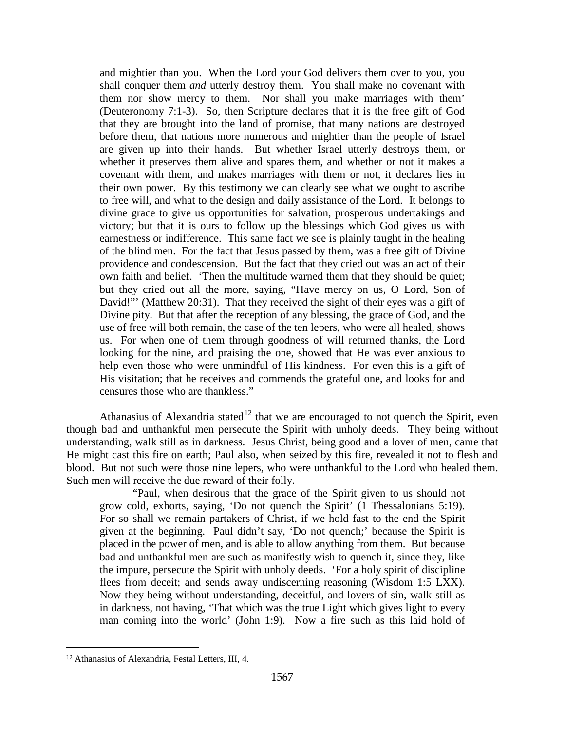and mightier than you. When the Lord your God delivers them over to you, you shall conquer them *and* utterly destroy them. You shall make no covenant with them nor show mercy to them. Nor shall you make marriages with them' (Deuteronomy 7:1-3). So, then Scripture declares that it is the free gift of God that they are brought into the land of promise, that many nations are destroyed before them, that nations more numerous and mightier than the people of Israel are given up into their hands. But whether Israel utterly destroys them, or whether it preserves them alive and spares them, and whether or not it makes a covenant with them, and makes marriages with them or not, it declares lies in their own power. By this testimony we can clearly see what we ought to ascribe to free will, and what to the design and daily assistance of the Lord. It belongs to divine grace to give us opportunities for salvation, prosperous undertakings and victory; but that it is ours to follow up the blessings which God gives us with earnestness or indifference. This same fact we see is plainly taught in the healing of the blind men. For the fact that Jesus passed by them, was a free gift of Divine providence and condescension. But the fact that they cried out was an act of their own faith and belief. 'Then the multitude warned them that they should be quiet; but they cried out all the more, saying, "Have mercy on us, O Lord, Son of David!"' (Matthew 20:31). That they received the sight of their eyes was a gift of Divine pity. But that after the reception of any blessing, the grace of God, and the use of free will both remain, the case of the ten lepers, who were all healed, shows us. For when one of them through goodness of will returned thanks, the Lord looking for the nine, and praising the one, showed that He was ever anxious to help even those who were unmindful of His kindness. For even this is a gift of His visitation; that he receives and commends the grateful one, and looks for and censures those who are thankless."

Athanasius of Alexandria stated[12] that we are encouraged to not quench the Spirit, even though bad and unthankful men persecute the Spirit with unholy deeds. They being without understanding, walk still as in darkness. Jesus Christ, being good and a lover of men, came that He might cast this fire on earth; Paul also, when seized by this fire, revealed it not to flesh and blood. But not such were those nine lepers, who were unthankful to the Lord who healed them. Such men will receive the due reward of their folly.

"Paul, when desirous that the grace of the Spirit given to us should not grow cold, exhorts, saying, 'Do not quench the Spirit' (1 Thessalonians 5:19). For so shall we remain partakers of Christ, if we hold fast to the end the Spirit given at the beginning. Paul didn't say, 'Do not quench;' because the Spirit is placed in the power of men, and is able to allow anything from them. But because bad and unthankful men are such as manifestly wish to quench it, since they, like the impure, persecute the Spirit with unholy deeds. 'For a holy spirit of discipline flees from deceit; and sends away undiscerning reasoning (Wisdom 1:5 LXX). Now they being without understanding, deceitful, and lovers of sin, walk still as in darkness, not having, 'That which was the true Light which gives light to every man coming into the world' (John 1:9). Now a fire such as this laid hold of

[12] Athanasius of Alexandria, Festal Letters, III, 4.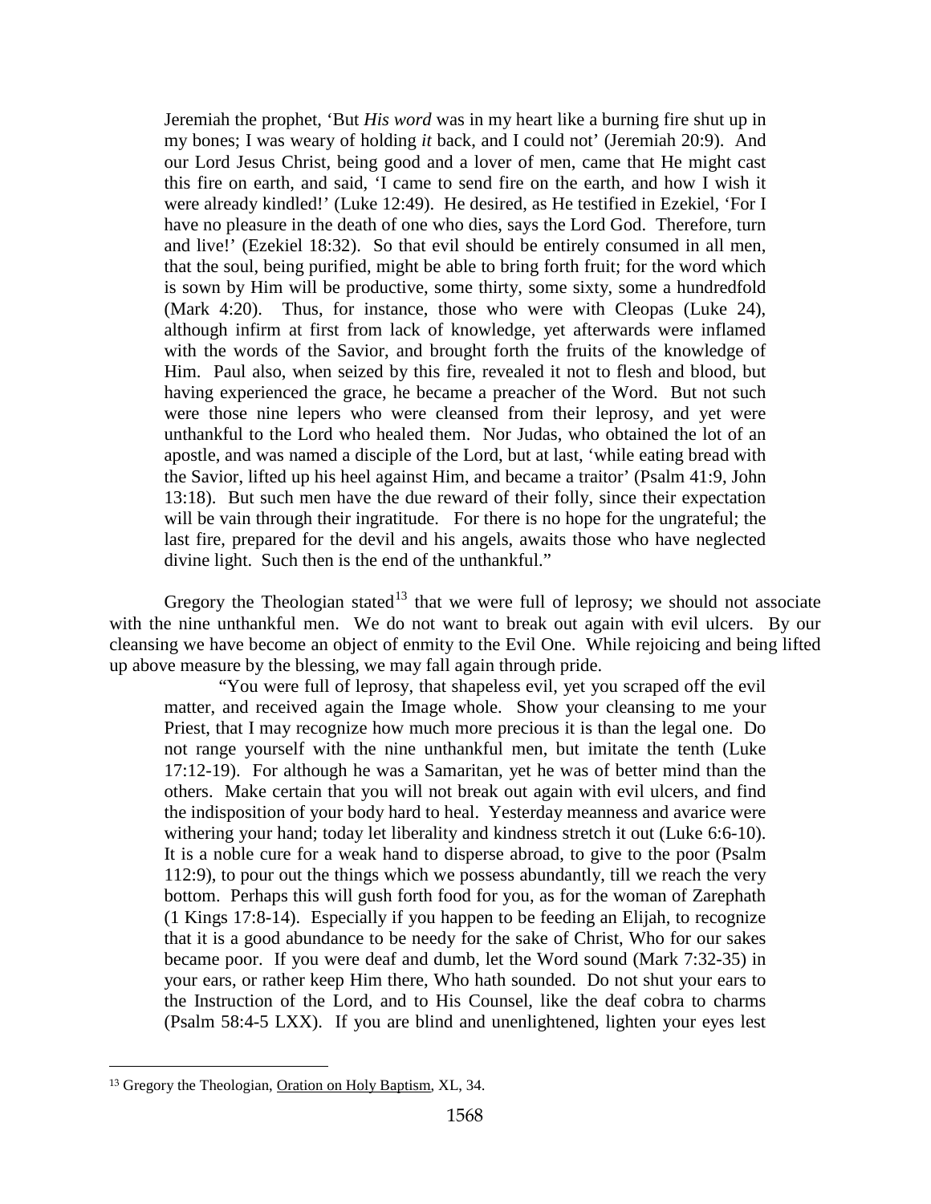> Jeremiah the prophet, 'But *His word* was in my heart like a burning fire shut up in my bones; I was weary of holding *it* back, and I could not' (Jeremiah 20:9). And our Lord Jesus Christ, being good and a lover of men, came that He might cast this fire on earth, and said, 'I came to send fire on the earth, and how I wish it were already kindled!' (Luke 12:49). He desired, as He testified in Ezekiel, 'For I have no pleasure in the death of one who dies, says the Lord God. Therefore, turn and live!' (Ezekiel 18:32). So that evil should be entirely consumed in all men, that the soul, being purified, might be able to bring forth fruit; for the word which is sown by Him will be productive, some thirty, some sixty, some a hundredfold (Mark 4:20). Thus, for instance, those who were with Cleopas (Luke 24), although infirm at first from lack of knowledge, yet afterwards were inflamed with the words of the Savior, and brought forth the fruits of the knowledge of Him. Paul also, when seized by this fire, revealed it not to flesh and blood, but having experienced the grace, he became a preacher of the Word. But not such were those nine lepers who were cleansed from their leprosy, and yet were unthankful to the Lord who healed them. Nor Judas, who obtained the lot of an apostle, and was named a disciple of the Lord, but at last, 'while eating bread with the Savior, lifted up his heel against Him, and became a traitor' (Psalm 41:9, John 13:18). But such men have the due reward of their folly, since their expectation will be vain through their ingratitude. For there is no hope for the ungrateful; the last fire, prepared for the devil and his angels, awaits those who have neglected divine light. Such then is the end of the unthankful."

Gregory the Theologian stated[13] that we were full of leprosy; we should not associate with the nine unthankful men. We do not want to break out again with evil ulcers. By our cleansing we have become an object of enmity to the Evil One. While rejoicing and being lifted up above measure by the blessing, we may fall again through pride.

> "You were full of leprosy, that shapeless evil, yet you scraped off the evil matter, and received again the Image whole. Show your cleansing to me your Priest, that I may recognize how much more precious it is than the legal one. Do not range yourself with the nine unthankful men, but imitate the tenth (Luke 17:12-19). For although he was a Samaritan, yet he was of better mind than the others. Make certain that you will not break out again with evil ulcers, and find the indisposition of your body hard to heal. Yesterday meanness and avarice were withering your hand; today let liberality and kindness stretch it out (Luke 6:6-10). It is a noble cure for a weak hand to disperse abroad, to give to the poor (Psalm 112:9), to pour out the things which we possess abundantly, till we reach the very bottom. Perhaps this will gush forth food for you, as for the woman of Zarephath (1 Kings 17:8-14). Especially if you happen to be feeding an Elijah, to recognize that it is a good abundance to be needy for the sake of Christ, Who for our sakes became poor. If you were deaf and dumb, let the Word sound (Mark 7:32-35) in your ears, or rather keep Him there, Who hath sounded. Do not shut your ears to the Instruction of the Lord, and to His Counsel, like the deaf cobra to charms (Psalm 58:4-5 LXX). If you are blind and unenlightened, lighten your eyes lest

[13] Gregory the Theologian, Oration on Holy Baptism, XL, 34.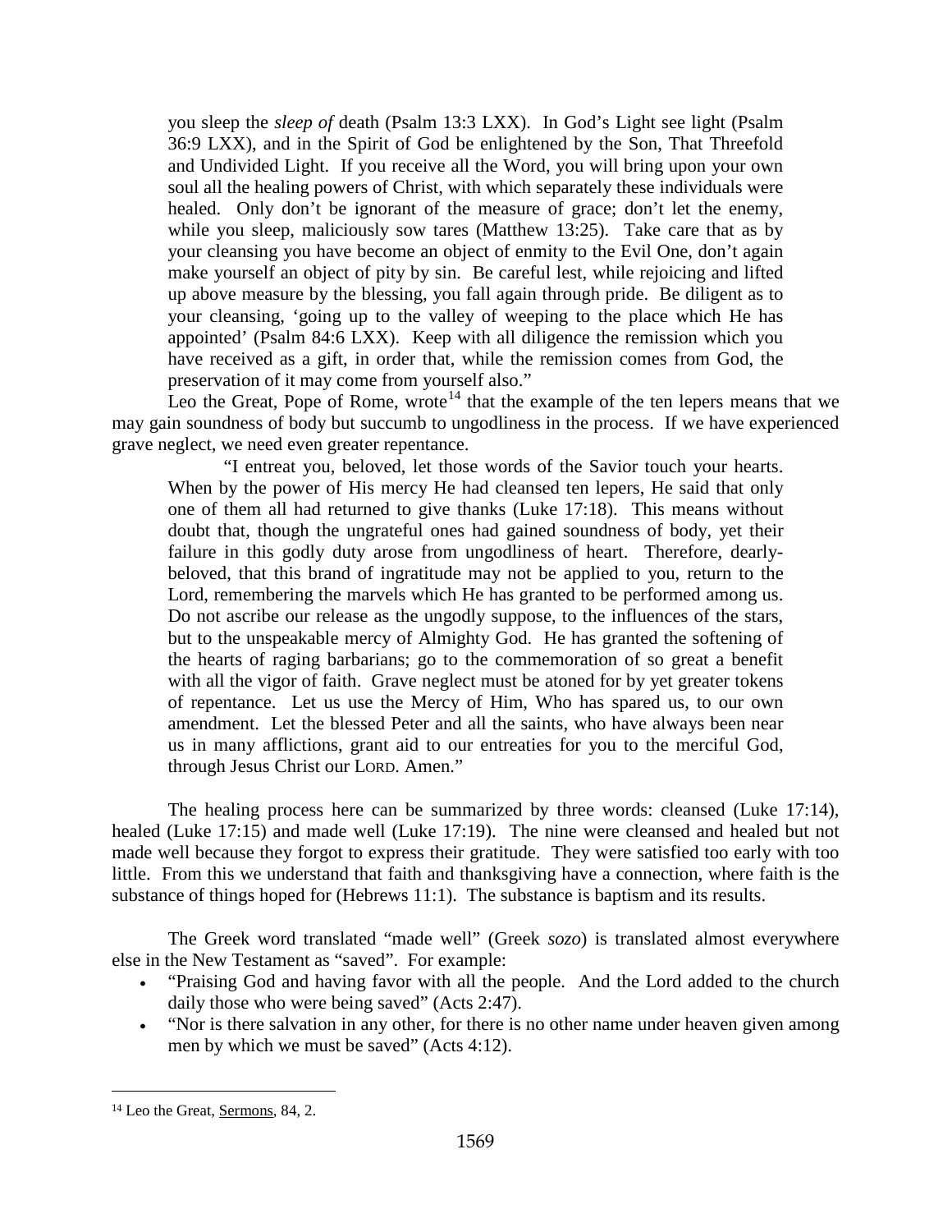> you sleep the *sleep of* death (Psalm 13:3 LXX). In God's Light see light (Psalm 36:9 LXX), and in the Spirit of God be enlightened by the Son, That Threefold and Undivided Light. If you receive all the Word, you will bring upon your own soul all the healing powers of Christ, with which separately these individuals were healed. Only don't be ignorant of the measure of grace; don't let the enemy, while you sleep, maliciously sow tares (Matthew 13:25). Take care that as by your cleansing you have become an object of enmity to the Evil One, don't again make yourself an object of pity by sin. Be careful lest, while rejoicing and lifted up above measure by the blessing, you fall again through pride. Be diligent as to your cleansing, 'going up to the valley of weeping to the place which He has appointed' (Psalm 84:6 LXX). Keep with all diligence the remission which you have received as a gift, in order that, while the remission comes from God, the preservation of it may come from yourself also."

Leo the Great, Pope of Rome, wrote[14] that the example of the ten lepers means that we may gain soundness of body but succumb to ungodliness in the process. If we have experienced grave neglect, we need even greater repentance.

> "I entreat you, beloved, let those words of the Savior touch your hearts. When by the power of His mercy He had cleansed ten lepers, He said that only one of them all had returned to give thanks (Luke 17:18). This means without doubt that, though the ungrateful ones had gained soundness of body, yet their failure in this godly duty arose from ungodliness of heart. Therefore, dearly-beloved, that this brand of ingratitude may not be applied to you, return to the Lord, remembering the marvels which He has granted to be performed among us. Do not ascribe our release as the ungodly suppose, to the influences of the stars, but to the unspeakable mercy of Almighty God. He has granted the softening of the hearts of raging barbarians; go to the commemoration of so great a benefit with all the vigor of faith. Grave neglect must be atoned for by yet greater tokens of repentance. Let us use the Mercy of Him, Who has spared us, to our own amendment. Let the blessed Peter and all the saints, who have always been near us in many afflictions, grant aid to our entreaties for you to the merciful God, through Jesus Christ our LORD. Amen."

The healing process here can be summarized by three words: cleansed (Luke 17:14), healed (Luke 17:15) and made well (Luke 17:19). The nine were cleansed and healed but not made well because they forgot to express their gratitude. They were satisfied too early with too little. From this we understand that faith and thanksgiving have a connection, where faith is the substance of things hoped for (Hebrews 11:1). The substance is baptism and its results.

The Greek word translated "made well" (Greek *sozo*) is translated almost everywhere else in the New Testament as "saved". For example:

- "Praising God and having favor with all the people. And the Lord added to the church daily those who were being saved" (Acts 2:47).
- "Nor is there salvation in any other, for there is no other name under heaven given among men by which we must be saved" (Acts 4:12).

---

[14] Leo the Great, Sermons, 84, 2.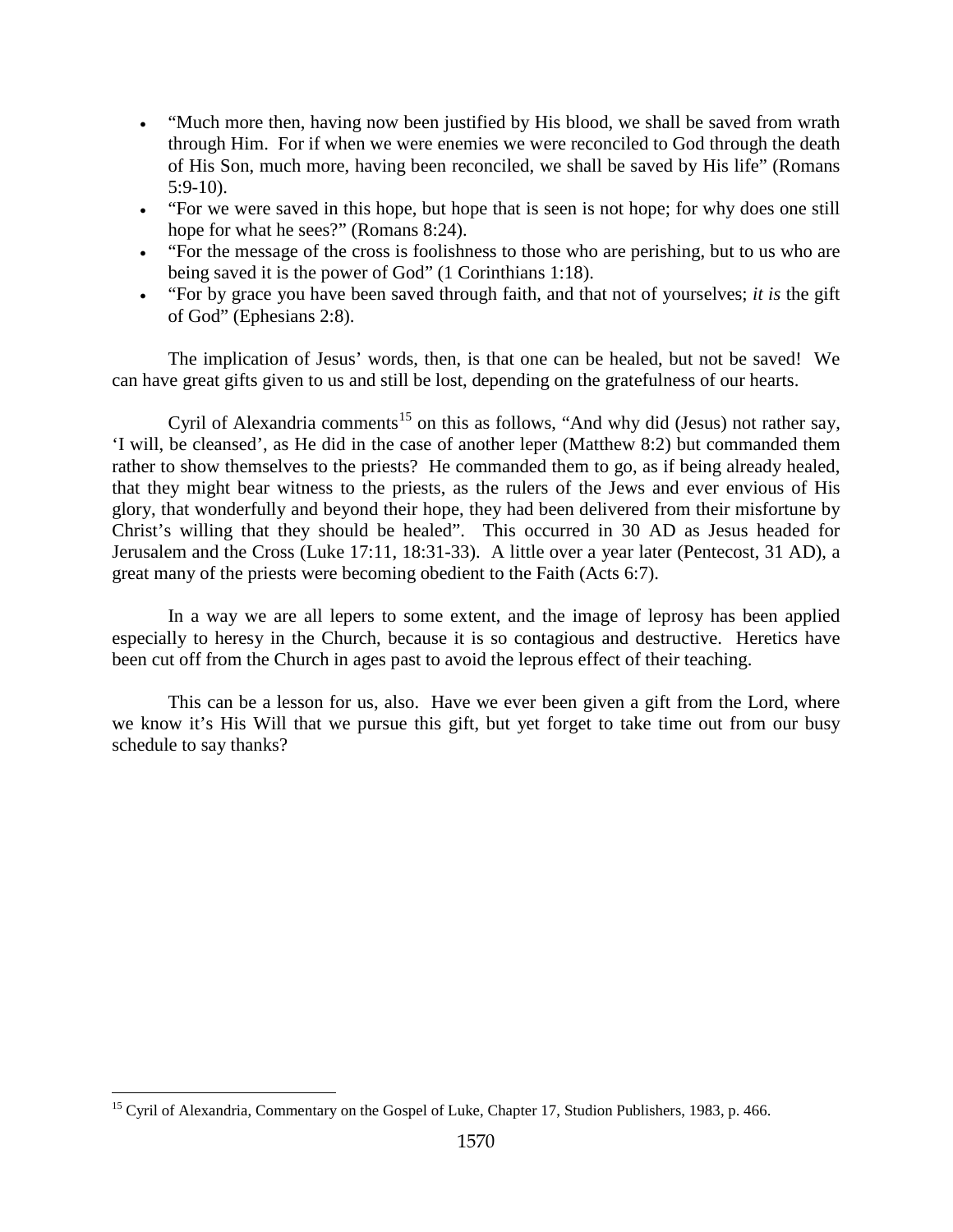- "Much more then, having now been justified by His blood, we shall be saved from wrath through Him. For if when we were enemies we were reconciled to God through the death of His Son, much more, having been reconciled, we shall be saved by His life" (Romans 5:9-10).
- "For we were saved in this hope, but hope that is seen is not hope; for why does one still hope for what he sees?" (Romans 8:24).
- "For the message of the cross is foolishness to those who are perishing, but to us who are being saved it is the power of God" (1 Corinthians 1:18).
- "For by grace you have been saved through faith, and that not of yourselves; *it is* the gift of God" (Ephesians 2:8).

The implication of Jesus' words, then, is that one can be healed, but not be saved! We can have great gifts given to us and still be lost, depending on the gratefulness of our hearts.

Cyril of Alexandria comments[15] on this as follows, "And why did (Jesus) not rather say, 'I will, be cleansed', as He did in the case of another leper (Matthew 8:2) but commanded them rather to show themselves to the priests? He commanded them to go, as if being already healed, that they might bear witness to the priests, as the rulers of the Jews and ever envious of His glory, that wonderfully and beyond their hope, they had been delivered from their misfortune by Christ's willing that they should be healed". This occurred in 30 AD as Jesus headed for Jerusalem and the Cross (Luke 17:11, 18:31-33). A little over a year later (Pentecost, 31 AD), a great many of the priests were becoming obedient to the Faith (Acts 6:7).

In a way we are all lepers to some extent, and the image of leprosy has been applied especially to heresy in the Church, because it is so contagious and destructive. Heretics have been cut off from the Church in ages past to avoid the leprous effect of their teaching.

This can be a lesson for us, also. Have we ever been given a gift from the Lord, where we know it's His Will that we pursue this gift, but yet forget to take time out from our busy schedule to say thanks?

---

[15] Cyril of Alexandria, Commentary on the Gospel of Luke, Chapter 17, Studion Publishers, 1983, p. 466.